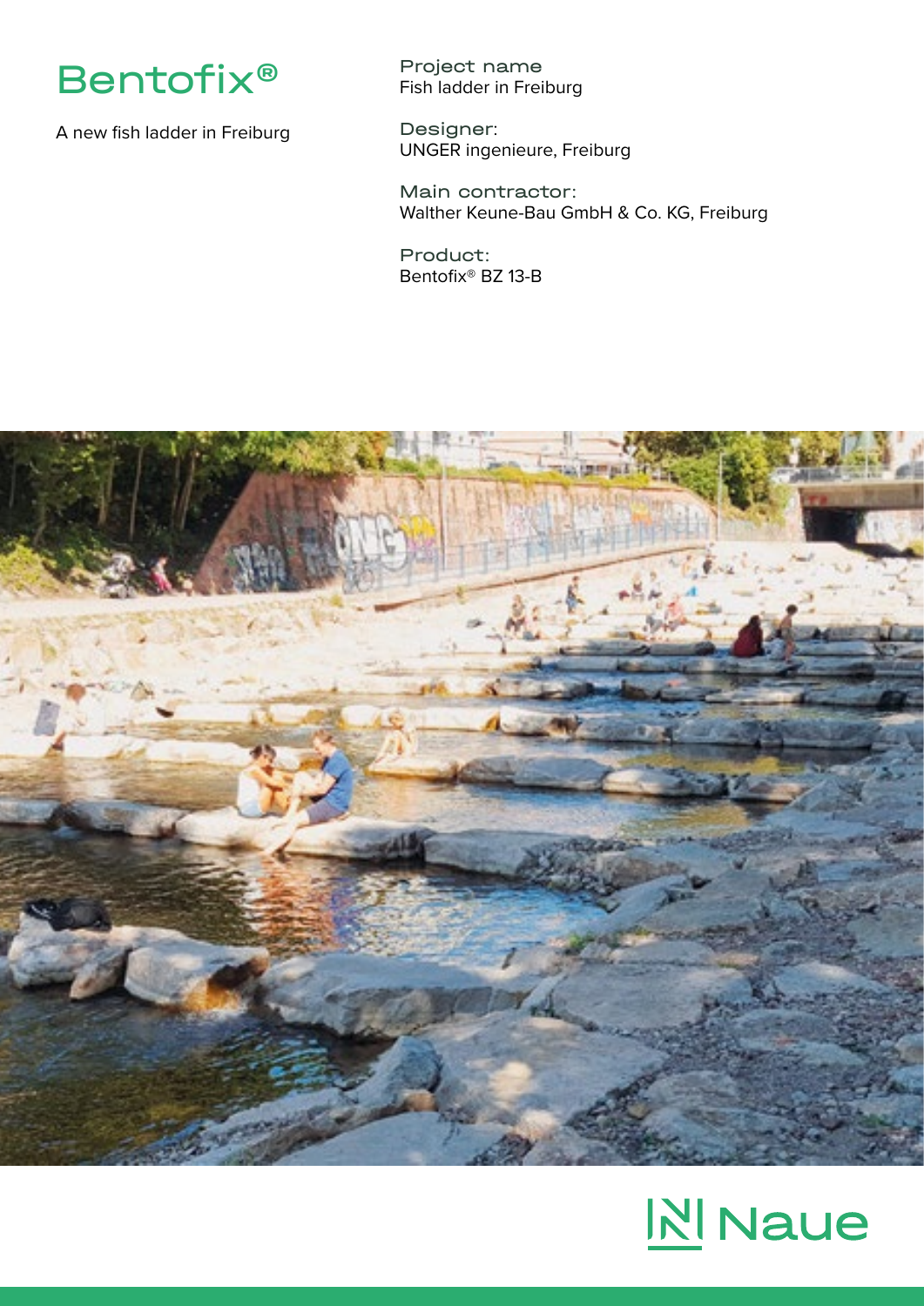# Bentofix®

A new fish ladder in Freiburg

**Project name**
Fish ladder in Freiburg

**Designer:**
UNGER ingenieure, Freiburg

**Main contractor:**
Walther Keune-Bau GmbH & Co. KG, Freiburg

**Product:**
Bentofix® BZ 13-B

Naue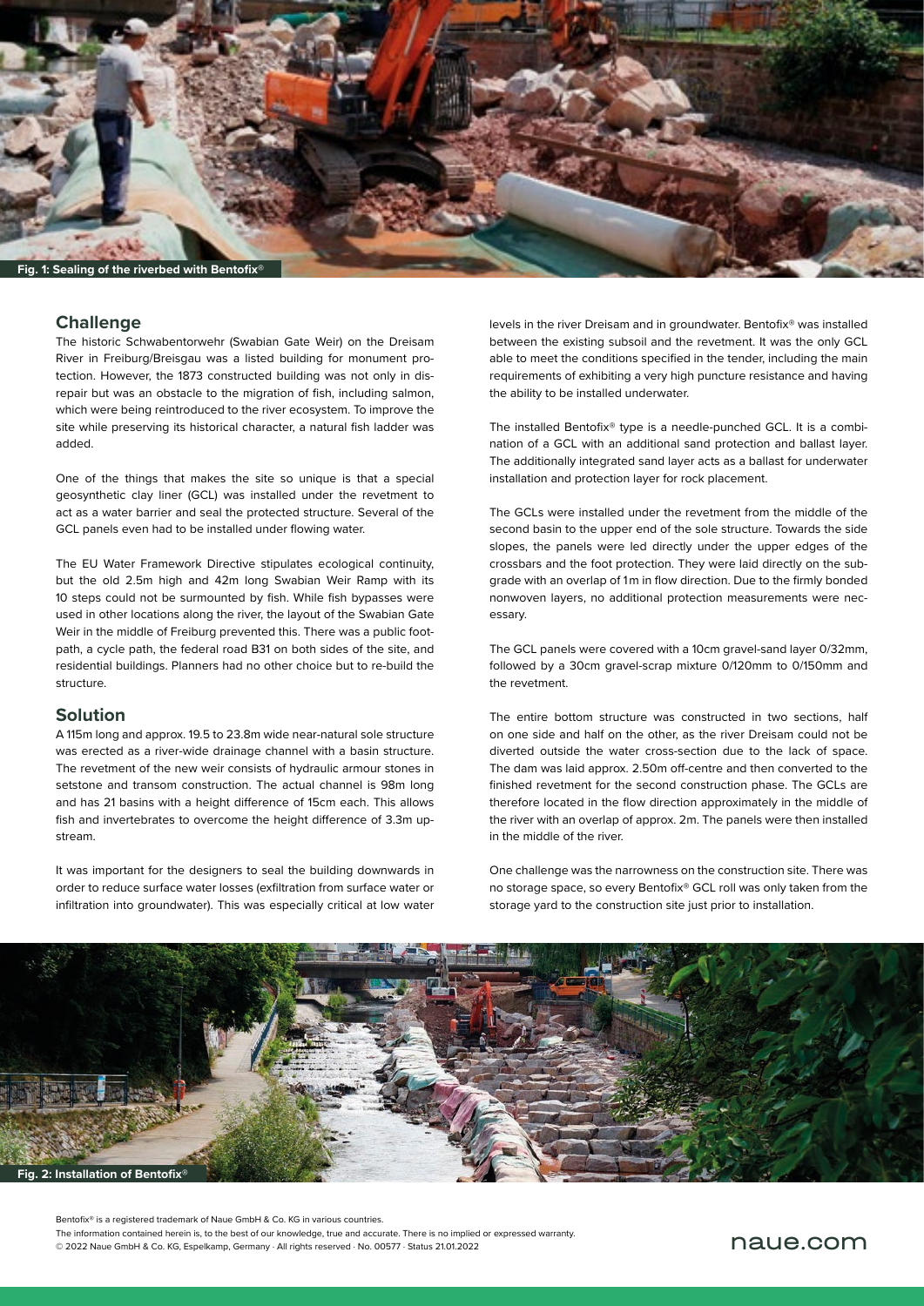Fig. 1: Sealing of the riverbed with Bentofix®

## Challenge

The historic Schwabentorwehr (Swabian Gate Weir) on the Dreisam River in Freiburg/Breisgau was a listed building for monument protection. However, the 1873 constructed building was not only in disrepair but was an obstacle to the migration of fish, including salmon, which were being reintroduced to the river ecosystem. To improve the site while preserving its historical character, a natural fish ladder was added.

One of the things that makes the site so unique is that a special geosynthetic clay liner (GCL) was installed under the revetment to act as a water barrier and seal the protected structure. Several of the GCL panels even had to be installed under flowing water.

The EU Water Framework Directive stipulates ecological continuity, but the old 2.5m high and 42m long Swabian Weir Ramp with its 10 steps could not be surmounted by fish. While fish bypasses were used in other locations along the river, the layout of the Swabian Gate Weir in the middle of Freiburg prevented this. There was a public footpath, a cycle path, the federal road B31 on both sides of the site, and residential buildings. Planners had no other choice but to re-build the structure.

## Solution

A 115m long and approx. 19.5 to 23.8m wide near-natural sole structure was erected as a river-wide drainage channel with a basin structure. The revetment of the new weir consists of hydraulic armour stones in setstone and transom construction. The actual channel is 98m long and has 21 basins with a height difference of 15cm each. This allows fish and invertebrates to overcome the height difference of 3.3m upstream.

It was important for the designers to seal the building downwards in order to reduce surface water losses (exfiltration from surface water or infiltration into groundwater). This was especially critical at low water levels in the river Dreisam and in groundwater. Bentofix® was installed between the existing subsoil and the revetment. It was the only GCL able to meet the conditions specified in the tender, including the main requirements of exhibiting a very high puncture resistance and having the ability to be installed underwater.

The installed Bentofix® type is a needle-punched GCL. It is a combination of a GCL with an additional sand protection and ballast layer. The additionally integrated sand layer acts as a ballast for underwater installation and protection layer for rock placement.

The GCLs were installed under the revetment from the middle of the second basin to the upper end of the sole structure. Towards the side slopes, the panels were led directly under the upper edges of the crossbars and the foot protection. They were laid directly on the subgrade with an overlap of 1m in flow direction. Due to the firmly bonded nonwoven layers, no additional protection measurements were necessary.

The GCL panels were covered with a 10cm gravel-sand layer 0/32mm, followed by a 30cm gravel-scrap mixture 0/120mm to 0/150mm and the revetment.

The entire bottom structure was constructed in two sections, half on one side and half on the other, as the river Dreisam could not be diverted outside the water cross-section due to the lack of space. The dam was laid approx. 2.50m off-centre and then converted to the finished revetment for the second construction phase. The GCLs are therefore located in the flow direction approximately in the middle of the river with an overlap of approx. 2m. The panels were then installed in the middle of the river.

One challenge was the narrowness on the construction site. There was no storage space, so every Bentofix® GCL roll was only taken from the storage yard to the construction site just prior to installation.

Fig. 2: Installation of Bentofix®

Bentofix® is a registered trademark of Naue GmbH & Co. KG in various countries.
The information contained herein is, to the best of our knowledge, true and accurate. There is no implied or expressed warranty.
© 2022 Naue GmbH & Co. KG, Espelkamp, Germany · All rights reserved · No. 00577 · Status 21.01.2022

naue.com